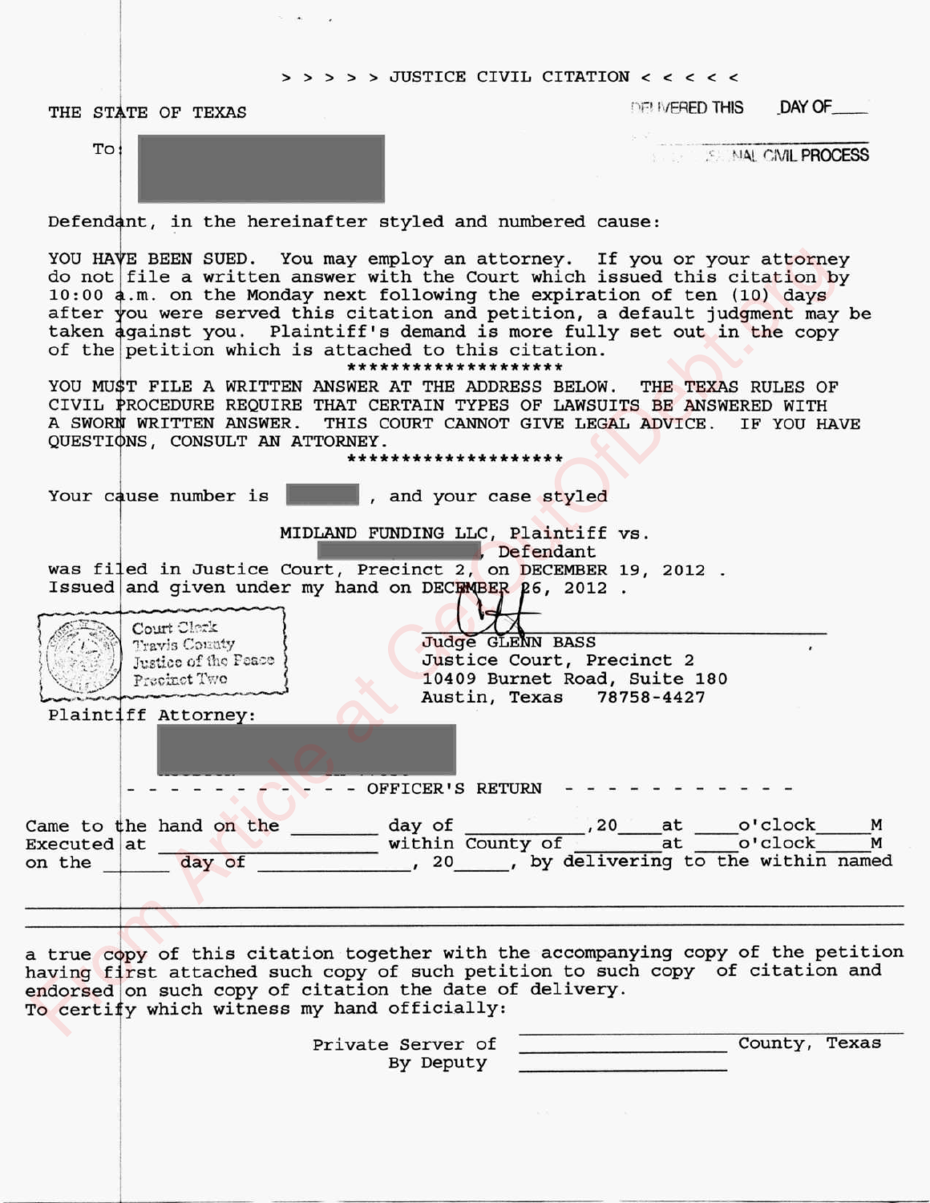> > > > > JUSTICE CIVIL CITATION < < < < <

THE STATE OF TEXAS

DELIVERED THIS ____ DAY OF ____

ORIGINAL CIVIL PROCESS

To:

Defendant, in the hereinafter styled and numbered cause:

YOU HAVE BEEN SUED. You may employ an attorney. If you or your attorney do not file a written answer with the Court which issued this citation by 10:00 a.m. on the Monday next following the expiration of ten (10) days after you were served this citation and petition, a default judgment may be taken against you. Plaintiff's demand is more fully set out in the copy of the petition which is attached to this citation.

********************

YOU MUST FILE A WRITTEN ANSWER AT THE ADDRESS BELOW. THE TEXAS RULES OF CIVIL PROCEDURE REQUIRE THAT CERTAIN TYPES OF LAWSUITS BE ANSWERED WITH A SWORN WRITTEN ANSWER. THIS COURT CANNOT GIVE LEGAL ADVICE. IF YOU HAVE QUESTIONS, CONSULT AN ATTORNEY.

********************

Your cause number is ________ , and your case styled

MIDLAND FUNDING LLC, Plaintiff vs.
________________, Defendant

was filed in Justice Court, Precinct 2, on DECEMBER 19, 2012 .
Issued and given under my hand on DECEMBER 26, 2012 .

Court Clerk
Travis County
Justice of the Peace
Precinct Two

Judge GLENN BASS
Justice Court, Precinct 2
10409 Burnet Road, Suite 180
Austin, Texas 78758-4427

Plaintiff Attorney:

- - - - - - - - - - - - OFFICER'S RETURN - - - - - - - - - - - -

Came to the hand on the ________ day of ____________, 20____ at ____o'clock_____M
Executed at ____________________ within County of _________ at ____o'clock_____M
on the ______ day of ________________, 20_____, by delivering to the within named

a true copy of this citation together with the accompanying copy of the petition having first attached such copy of such petition to such copy of citation and endorsed on such copy of citation the date of delivery.
To certify which witness my hand officially:

Private Server of ____________________ County, Texas
By Deputy ____________________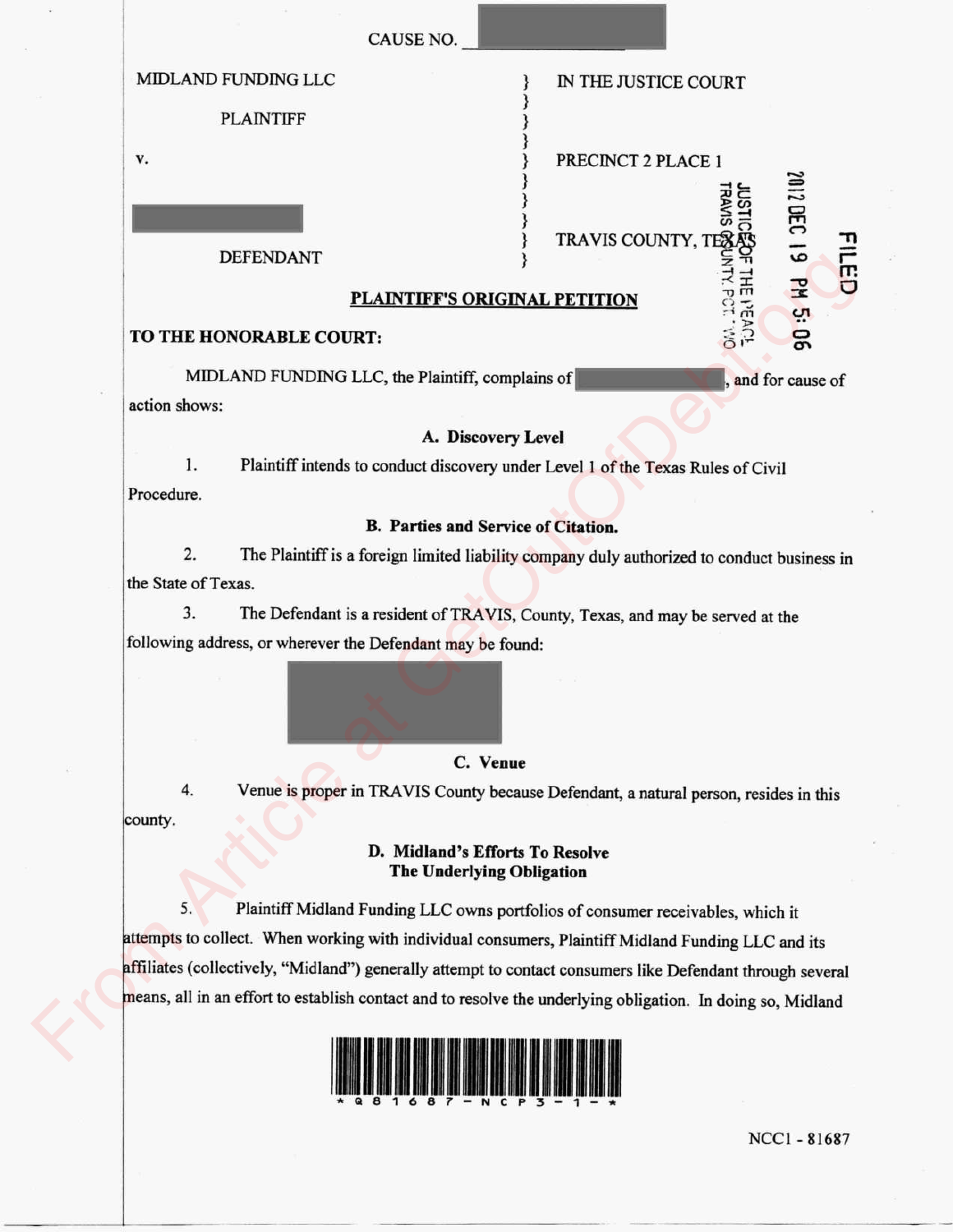CAUSE NO. ______________

| | | |
|---|---|---|
| MIDLAND FUNDING LLC | } | IN THE JUSTICE COURT |
| PLAINTIFF | } | |
| v. | } | PRECINCT 2 PLACE 1 |
| | } | |
| | } | TRAVIS COUNTY, TEXAS |
| DEFENDANT | } | |

FILED
2012 DEC 19 PM 5:06
JUSTICE OF THE PEACE
TRAVIS COUNTY, PCT. TWO

## PLAINTIFF'S ORIGINAL PETITION

**TO THE HONORABLE COURT:**

MIDLAND FUNDING LLC, the Plaintiff, complains of ______________, and for cause of action shows:

### A. Discovery Level

1. Plaintiff intends to conduct discovery under Level 1 of the Texas Rules of Civil Procedure.

### B. Parties and Service of Citation.

2. The Plaintiff is a foreign limited liability company duly authorized to conduct business in the State of Texas.

3. The Defendant is a resident of TRAVIS, County, Texas, and may be served at the following address, or wherever the Defendant may be found:

### C. Venue

4. Venue is proper in TRAVIS County because Defendant, a natural person, resides in this county.

### D. Midland's Efforts To Resolve The Underlying Obligation

5. Plaintiff Midland Funding LLC owns portfolios of consumer receivables, which it attempts to collect. When working with individual consumers, Plaintiff Midland Funding LLC and its affiliates (collectively, "Midland") generally attempt to contact consumers like Defendant through several means, all in an effort to establish contact and to resolve the underlying obligation. In doing so, Midland

*Q81687-NCP3-1-*

NCC1 - 81687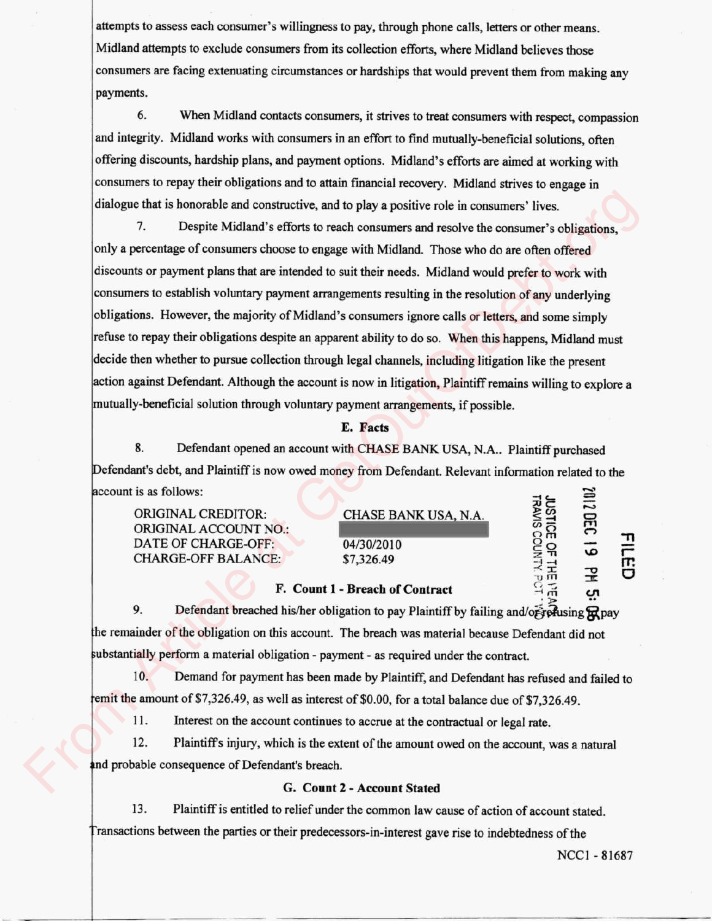attempts to assess each consumer's willingness to pay, through phone calls, letters or other means. Midland attempts to exclude consumers from its collection efforts, where Midland believes those consumers are facing extenuating circumstances or hardships that would prevent them from making any payments.

6. When Midland contacts consumers, it strives to treat consumers with respect, compassion and integrity. Midland works with consumers in an effort to find mutually-beneficial solutions, often offering discounts, hardship plans, and payment options. Midland's efforts are aimed at working with consumers to repay their obligations and to attain financial recovery. Midland strives to engage in dialogue that is honorable and constructive, and to play a positive role in consumers' lives.

7. Despite Midland's efforts to reach consumers and resolve the consumer's obligations, only a percentage of consumers choose to engage with Midland. Those who do are often offered discounts or payment plans that are intended to suit their needs. Midland would prefer to work with consumers to establish voluntary payment arrangements resulting in the resolution of any underlying obligations. However, the majority of Midland's consumers ignore calls or letters, and some simply refuse to repay their obligations despite an apparent ability to do so. When this happens, Midland must decide then whether to pursue collection through legal channels, including litigation like the present action against Defendant. Although the account is now in litigation, Plaintiff remains willing to explore a mutually-beneficial solution through voluntary payment arrangements, if possible.

### E. Facts

8. Defendant opened an account with CHASE BANK USA, N.A.. Plaintiff purchased Defendant's debt, and Plaintiff is now owed money from Defendant. Relevant information related to the account is as follows:

| | |
|---|---|
| ORIGINAL CREDITOR: | CHASE BANK USA, N.A. |
| ORIGINAL ACCOUNT NO.: | [REDACTED] |
| DATE OF CHARGE-OFF: | 04/30/2010 |
| CHARGE-OFF BALANCE: | $7,326.49 |

FILED
2012 DEC 19 PM 5:08
JUSTICE OF THE PEACE
TRAVIS COUNTY PCT. 1

### F. Count 1 - Breach of Contract

9. Defendant breached his/her obligation to pay Plaintiff by failing and/or refusing to pay the remainder of the obligation on this account. The breach was material because Defendant did not substantially perform a material obligation - payment - as required under the contract.

10. Demand for payment has been made by Plaintiff, and Defendant has refused and failed to remit the amount of $7,326.49, as well as interest of $0.00, for a total balance due of $7,326.49.

11. Interest on the account continues to accrue at the contractual or legal rate.

12. Plaintiff's injury, which is the extent of the amount owed on the account, was a natural and probable consequence of Defendant's breach.

### G. Count 2 - Account Stated

13. Plaintiff is entitled to relief under the common law cause of action of account stated. Transactions between the parties or their predecessors-in-interest gave rise to indebtedness of the

NCC1 - 81687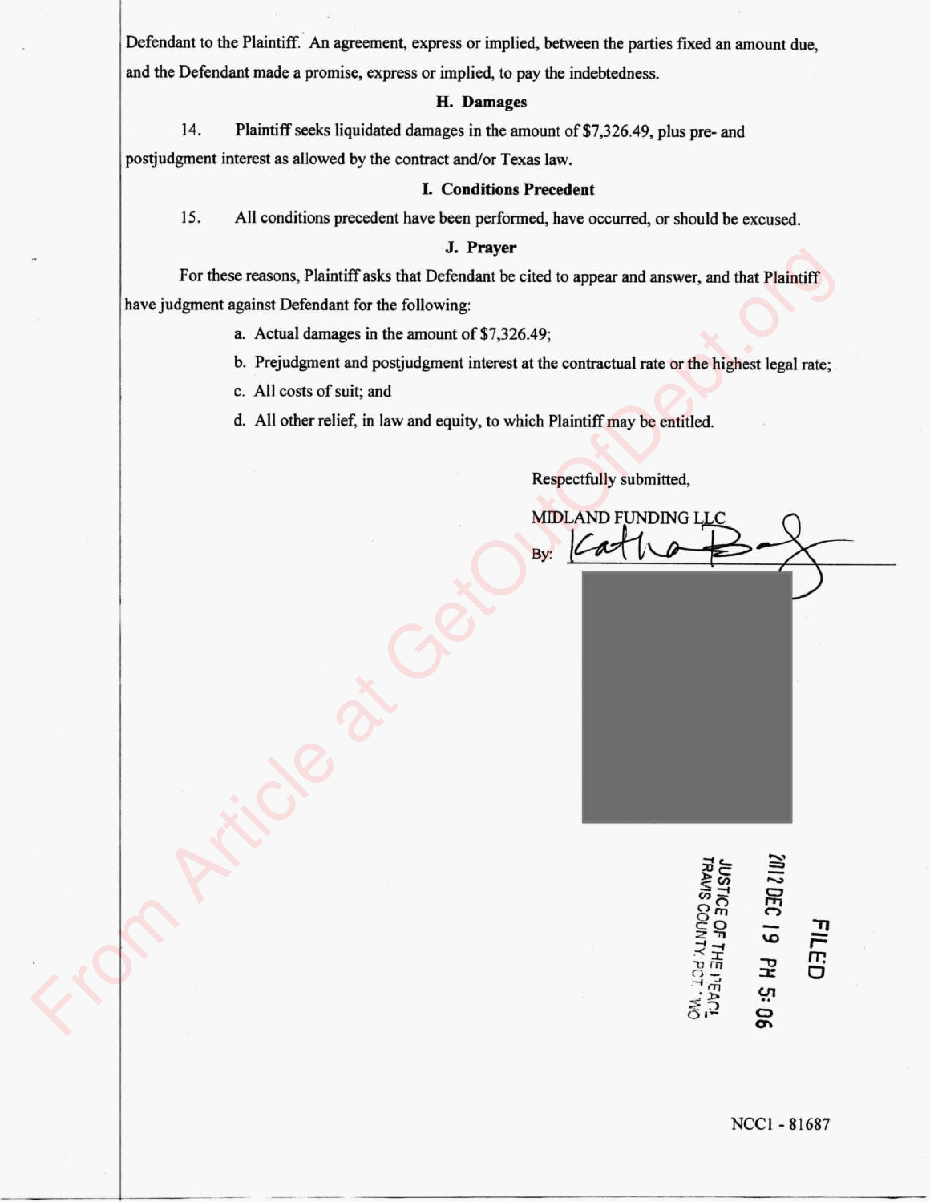Defendant to the Plaintiff. An agreement, express or implied, between the parties fixed an amount due, and the Defendant made a promise, express or implied, to pay the indebtedness.

### H. Damages

14. Plaintiff seeks liquidated damages in the amount of $7,326.49, plus pre- and postjudgment interest as allowed by the contract and/or Texas law.

### I. Conditions Precedent

15. All conditions precedent have been performed, have occurred, or should be excused.

### J. Prayer

For these reasons, Plaintiff asks that Defendant be cited to appear and answer, and that Plaintiff have judgment against Defendant for the following:

a. Actual damages in the amount of $7,326.49;

b. Prejudgment and postjudgment interest at the contractual rate or the highest legal rate;

c. All costs of suit; and

d. All other relief, in law and equity, to which Plaintiff may be entitled.

Respectfully submitted,

MIDLAND FUNDING LLC

By: ___________________

FILED
2012 DEC 19 PM 5:06
JUSTICE OF THE PEACE
TRAVIS COUNTY, PCT. TWO

NCC1 - 81687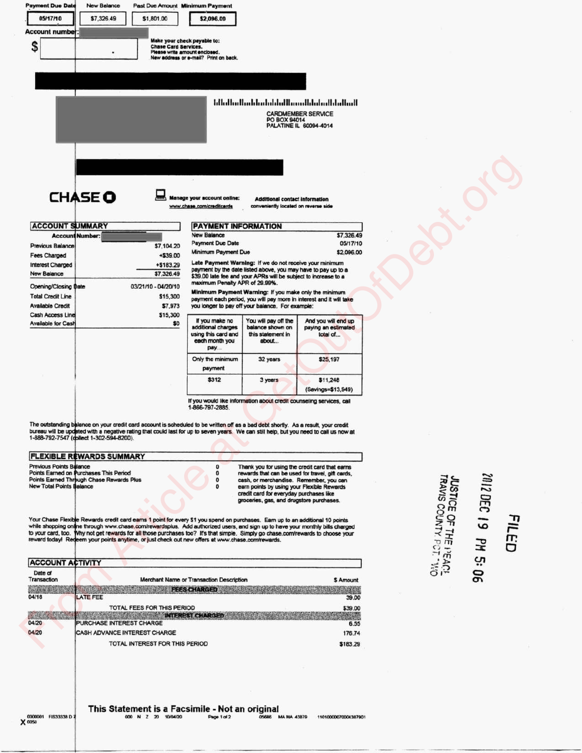| Payment Due Date | New Balance | Past Due Amount | Minimum Payment |
|---|---|---|---|
| 05/17/10 | $7,326.49 | $1,801.00 | $2,096.00 |

Account number:

$ .

Make your check payable to:
**Chase Card Services.**
Please write amount enclosed.
New address or e-mail? Print on back.

CARDMEMBER SERVICE
PO BOX 94014
PALATINE IL 60094-4014

**CHASE**

Manage your account online: www.chase.com/creditcards

Additional contact information conveniently located on reverse side

## ACCOUNT SUMMARY

Account Number:

| | |
|---|---|
| Previous Balance | $7,104.20 |
| Fees Charged | +$39.00 |
| Interest Charged | +$183.29 |
| New Balance | $7,326.49 |
| Opening/Closing Date | 03/21/10 - 04/20/10 |
| Total Credit Line | $15,300 |
| Available Credit | $7,973 |
| Cash Access Line | $15,300 |
| Available for Cash | $0 |

## PAYMENT INFORMATION

| | |
|---|---|
| New Balance | $7,326.49 |
| Payment Due Date | 05/17/10 |
| Minimum Payment Due | $2,096.00 |

**Late Payment Warning:** If we do not receive your minimum payment by the date listed above, you may have to pay up to a $39.00 late fee and your APRs will be subject to increase to a maximum Penalty APR of 29.99%.

**Minimum Payment Warning:** If you make only the minimum payment each period, you will pay more in interest and it will take you longer to pay off your balance. For example:

| If you make no additional charges using this card and each month you pay... | You will pay off the balance shown on this statement in about... | And you will end up paying an estimated total of... |
|---|---|---|
| Only the minimum payment | 32 years | $25,197 |
| $312 | 3 years | $11,248 (Savings=$13,949) |

If you would like information about credit counseling services, call 1-866-797-2885.

The outstanding balance on your credit card account is scheduled to be written off as a bad debt shortly. As a result, your credit bureau will be updated with a negative rating that could last for up to seven years. We can still help, but you need to call us now at 1-888-792-7547 (collect 1-302-594-8200).

## FLEXIBLE REWARDS SUMMARY

| | |
|---|---|
| Previous Points Balance | 0 |
| Points Earned on Purchases This Period | 0 |
| Points Earned Through Chase Rewards Plus | 0 |
| New Total Points Balance | 0 |

Thank you for using the credit card that earns rewards that can be used for travel, gift cards, cash, or merchandise. Remember, you can earn points by using your Flexible Rewards credit card for everyday purchases like groceries, gas, and drugstore purchases.

Your Chase Flexible Rewards credit card earns 1 point for every $1 you spend on purchases. Earn up to an additional 10 points while shopping online through www.chase.com/rewardsplus. Add authorized users, and sign up to have your monthly bills charged to your card, too. Why not get rewards for all those purchases too? It's that simple. Simply go chase.com/rewards to choose your reward today! Redeem your points anytime, or just check out new offers at www.chase.com/rewards.

## ACCOUNT ACTIVITY

| Date of Transaction | Merchant Name or Transaction Description | $ Amount |
|---|---|---|
| | **FEES CHARGED** | |
| 04/18 | LATE FEE | 39.00 |
| | TOTAL FEES FOR THIS PERIOD | $39.00 |
| | **INTEREST CHARGED** | |
| 04/20 | PURCHASE INTEREST CHARGE | 6.55 |
| 04/20 | CASH ADVANCE INTEREST CHARGE | 176.74 |
| | TOTAL INTEREST FOR THIS PERIOD | $183.29 |

FILED
2012 DEC 19 PM 5:06
JUSTICE OF THE PEACE
TRAVIS COUNTY PCT. TWO

**This Statement is a Facsimile - Not an original**

0000001 FIS33338 D 7 0050 000 N Z 20 10/04/20 Page 1 of 2 05686 MA MA 43879 11010000070004387901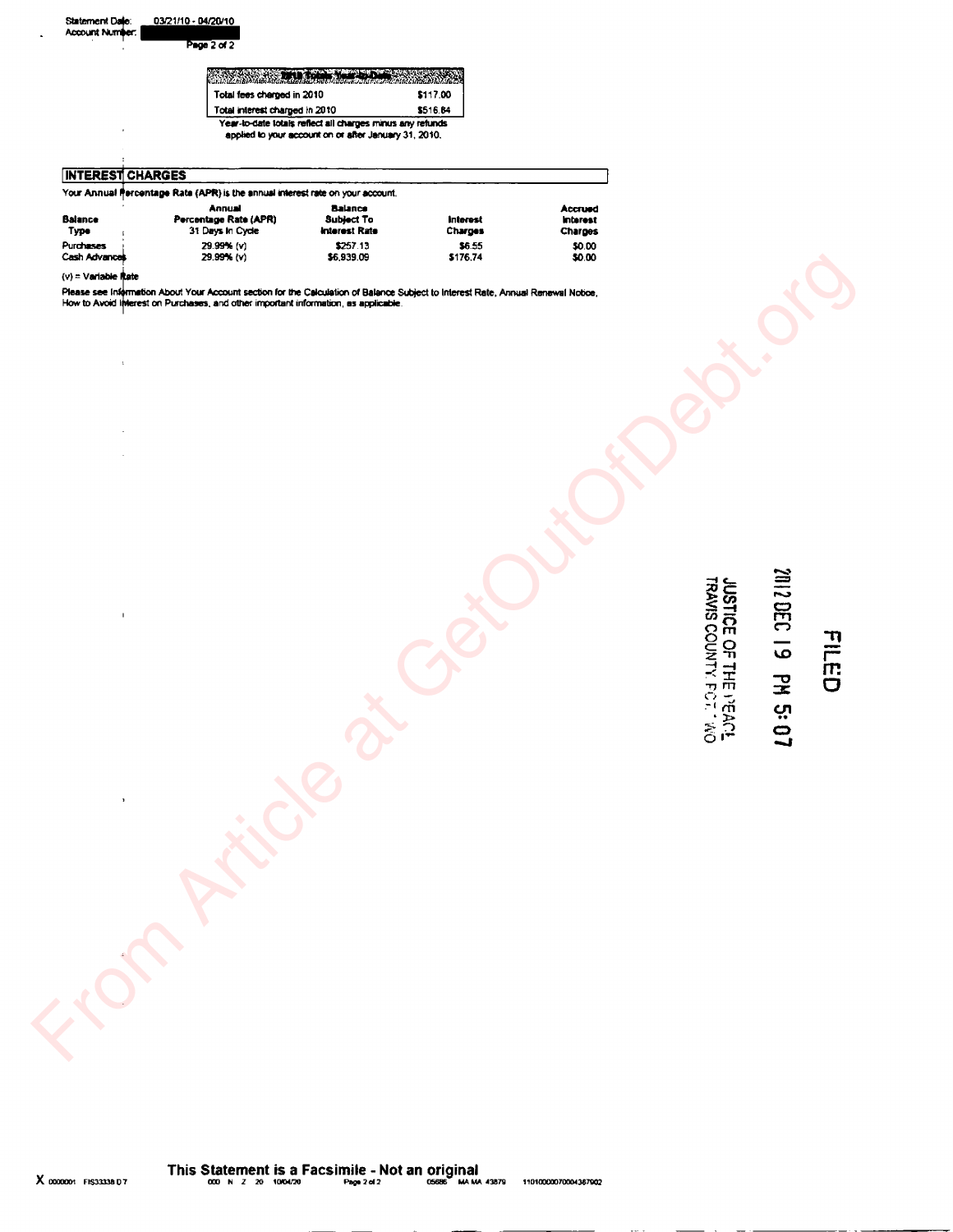Statement Date: 03/21/10 - 04/20/10
Account Number: ████████

| 2010 Totals Year-to-Date | |
|---|---|
| Total fees charged in 2010 | $117.00 |
| Total interest charged in 2010 | $516.84 |

Year-to-date totals reflect all charges minus any refunds applied to your account on or after January 31, 2010.

## INTEREST CHARGES

Your Annual Percentage Rate (APR) is the annual interest rate on your account.

| Balance Type | Annual Percentage Rate (APR) 31 Days In Cycle | Balance Subject To Interest Rate | Interest Charges | Accrued Interest Charges |
|---|---|---|---|---|
| Purchases | 29.99% (v) | $257.13 | $6.55 | $0.00 |
| Cash Advances | 29.99% (v) | $6,939.09 | $176.74 | $0.00 |

(v) = Variable Rate

Please see Information About Your Account section for the Calculation of Balance Subject to Interest Rate, Annual Renewal Notice, How to Avoid Interest on Purchases, and other important information, as applicable.

FILED

2012 DEC 19 PM 5:07

JUSTICE OF THE PEACE
TRAVIS COUNTY PCT. TWO

**This Statement is a Facsimile - Not an original**

X 0000001 FIS33338 D 7 000 N Z 20 10/04/20 05686 MA MA 43879 11010000070004387902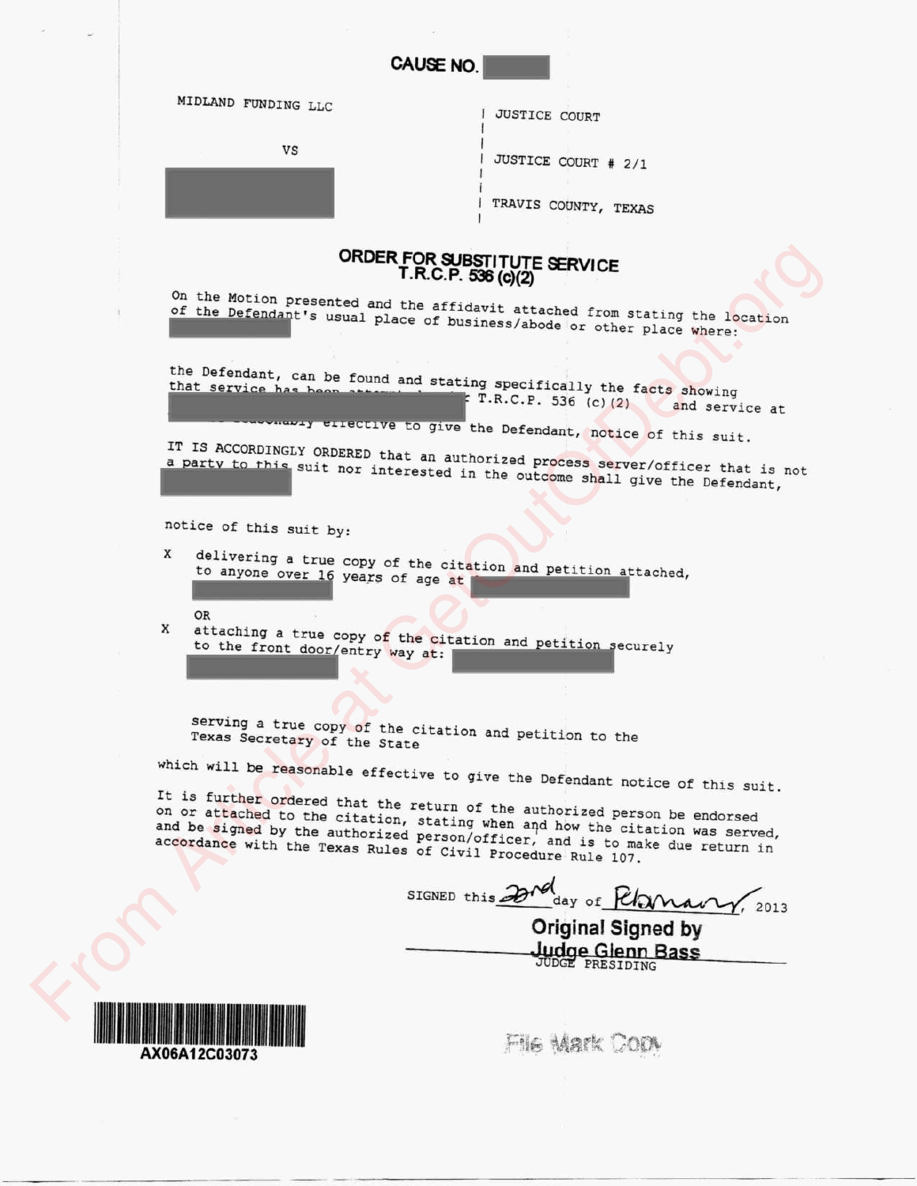# CAUSE NO.

| | |
|---|---|
| MIDLAND FUNDING LLC | JUSTICE COURT |
| VS | JUSTICE COURT # 2/1 |
| | TRAVIS COUNTY, TEXAS |

## ORDER FOR SUBSTITUTE SERVICE
### T.R.C.P. 536 (c)(2)

On the Motion presented and the affidavit attached from stating the location of the Defendant's usual place of business/abode or other place where:

the Defendant, can be found and stating specifically the facts showing that service has been attempted ... T.R.C.P. 536 (c)(2) and service at ... reasonably effective to give the Defendant, notice of this suit.

IT IS ACCORDINGLY ORDERED that an authorized process server/officer that is not a party to this suit nor interested in the outcome shall give the Defendant,

notice of this suit by:

X delivering a true copy of the citation and petition attached, to anyone over 16 years of age at

OR

X attaching a true copy of the citation and petition securely to the front door/entry way at:

serving a true copy of the citation and petition to the Texas Secretary of the State

which will be reasonable effective to give the Defendant notice of this suit.

It is further ordered that the return of the authorized person be endorsed on or attached to the citation, stating when and how the citation was served, and be signed by the authorized person/officer, and is to make due return in accordance with the Texas Rules of Civil Procedure Rule 107.

SIGNED this 22nd day of February, 2013

Original Signed by
Judge Glenn Bass
JUDGE PRESIDING

AX06A12C03073

File Mark Copy